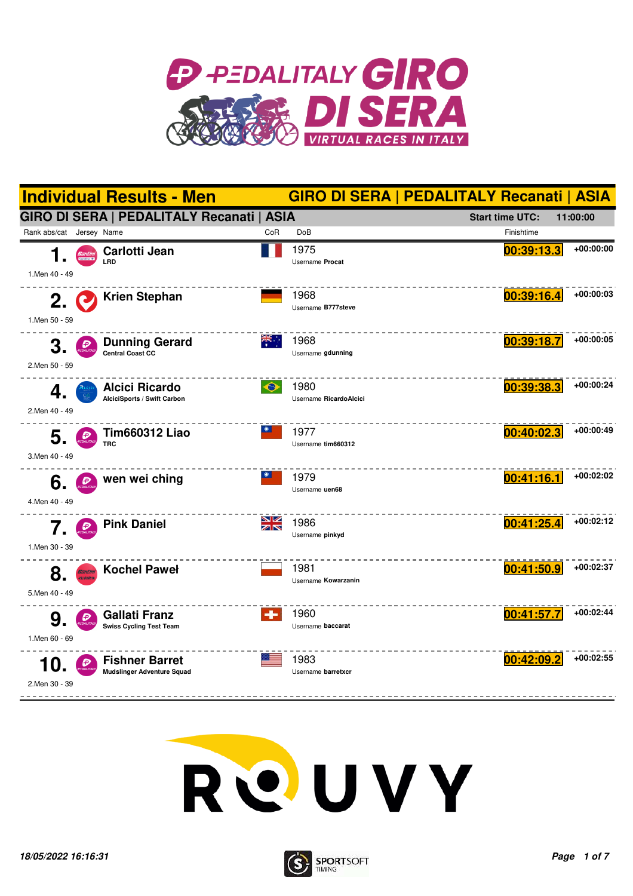# Individual Results - Men

## GIRO DI SERA | PEDALITALY Recanati | ASIA

### GIRO DI SERA | PEDALITALY Recanati | ASIA

Start time UTC: 11:00:00

| Rank abs/cat | Jersey | Name | CoR | DoB | Finishtime | |
|---|---|---|---|---|---|---|
| 1. 1.Men 40 - 49 | | **Carlotti Jean** LRD | FRA | 1975 Username Procat | 00:39:13.3 | +00:00:00 |
| 2. 1.Men 50 - 59 | | **Krien Stephan** | GER | 1968 Username B777steve | 00:39:16.4 | +00:00:03 |
| 3. 2.Men 50 - 59 | | **Dunning Gerard** Central Coast CC | AUS | 1968 Username gdunning | 00:39:18.7 | +00:00:05 |
| 4. 2.Men 40 - 49 | | **Alcici Ricardo** AlciciSports / Swift Carbon | BRA | 1980 Username RicardoAlcici | 00:39:38.3 | +00:00:24 |
| 5. 3.Men 40 - 49 | | **Tim660312 Liao** TRC | TPE | 1977 Username tim660312 | 00:40:02.3 | +00:00:49 |
| 6. 4.Men 40 - 49 | | **wen wei ching** | TPE | 1979 Username uen68 | 00:41:16.1 | +00:02:02 |
| 7. 1.Men 30 - 39 | | **Pink Daniel** | GBR | 1986 Username pinkyd | 00:41:25.4 | +00:02:12 |
| 8. 5.Men 40 - 49 | | **Kochel Paweł** | POL | 1981 Username Kowarzanin | 00:41:50.9 | +00:02:37 |
| 9. 1.Men 60 - 69 | | **Gallati Franz** Swiss Cycling Test Team | SUI | 1960 Username baccarat | 00:41:57.7 | +00:02:44 |
| 10. 2.Men 30 - 39 | | **Fishner Barret** Mudslinger Adventure Squad | USA | 1983 Username barretxcr | 00:42:09.2 | +00:02:55 |

18/05/2022 16:16:31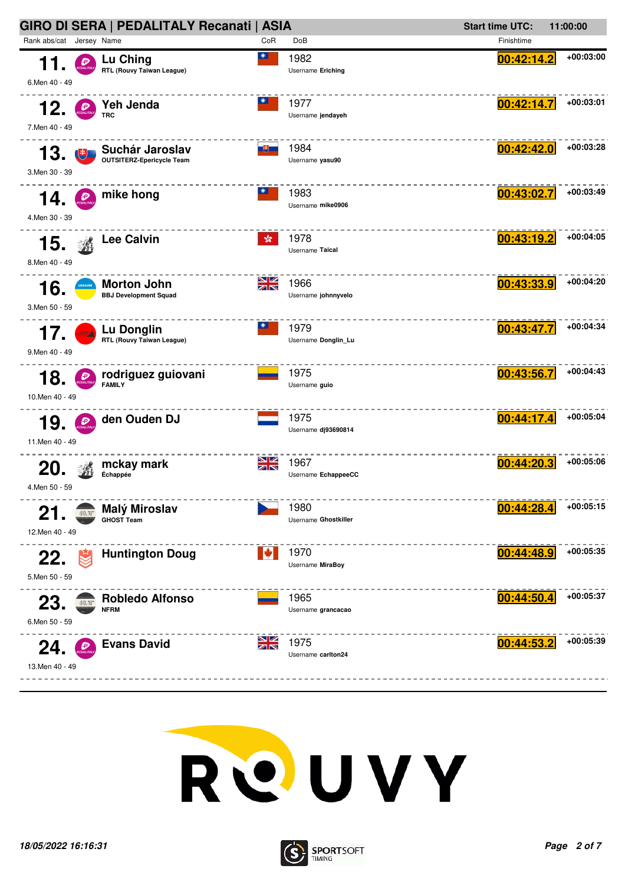## GIRO DI SERA | PEDALITALY Recanati | ASIA

**Start time UTC:** 11:00:00

| Rank abs/cat | Jersey | Name | CoR | DoB | Finishtime | |
|---|---|---|---|---|---|---|
| **11.** 6.Men 40 - 49 | | **Lu Ching** RTL (Rouvy Taiwan League) | | 1982 Username **Eriching** | **00:42:14.2** | +00:03:00 |
| **12.** 7.Men 40 - 49 | | **Yeh Jenda** TRC | | 1977 Username **jendayeh** | **00:42:14.7** | +00:03:01 |
| **13.** 3.Men 30 - 39 | | **Suchár Jaroslav** OUTSITERZ-Epericycle Team | | 1984 Username **yasu90** | **00:42:42.0** | +00:03:28 |
| **14.** 4.Men 30 - 39 | | **mike hong** | | 1983 Username **mike0906** | **00:43:02.7** | +00:03:49 |
| **15.** 8.Men 40 - 49 | | **Lee Calvin** | | 1978 Username **Taical** | **00:43:19.2** | +00:04:05 |
| **16.** 3.Men 50 - 59 | | **Morton John** BBJ Development Squad | | 1966 Username **johnnyvelo** | **00:43:33.9** | +00:04:20 |
| **17.** 9.Men 40 - 49 | | **Lu Donglin** RTL (Rouvy Taiwan League) | | 1979 Username **Donglin_Lu** | **00:43:47.7** | +00:04:34 |
| **18.** 10.Men 40 - 49 | | **rodriguez guiovani** FAMILY | | 1975 Username **guio** | **00:43:56.7** | +00:04:43 |
| **19.** 11.Men 40 - 49 | | **den Ouden DJ** | | 1975 Username **dj93690814** | **00:44:17.4** | +00:05:04 |
| **20.** 4.Men 50 - 59 | | **mckay mark** Échappée | | 1967 Username **EchappeeCC** | **00:44:20.3** | +00:05:06 |
| **21.** 12.Men 40 - 49 | | **Malý Miroslav** GHOST Team | | 1980 Username **Ghostkiller** | **00:44:28.4** | +00:05:15 |
| **22.** 5.Men 50 - 59 | | **Huntington Doug** | | 1970 Username **MiraBoy** | **00:44:48.9** | +00:05:35 |
| **23.** 6.Men 50 - 59 | | **Robledo Alfonso** NFRM | | 1965 Username **grancacao** | **00:44:50.4** | +00:05:37 |
| **24.** 13.Men 40 - 49 | | **Evans David** | | 1975 Username **carlton24** | **00:44:53.2** | +00:05:39 |

*18/05/2022 16:16:31*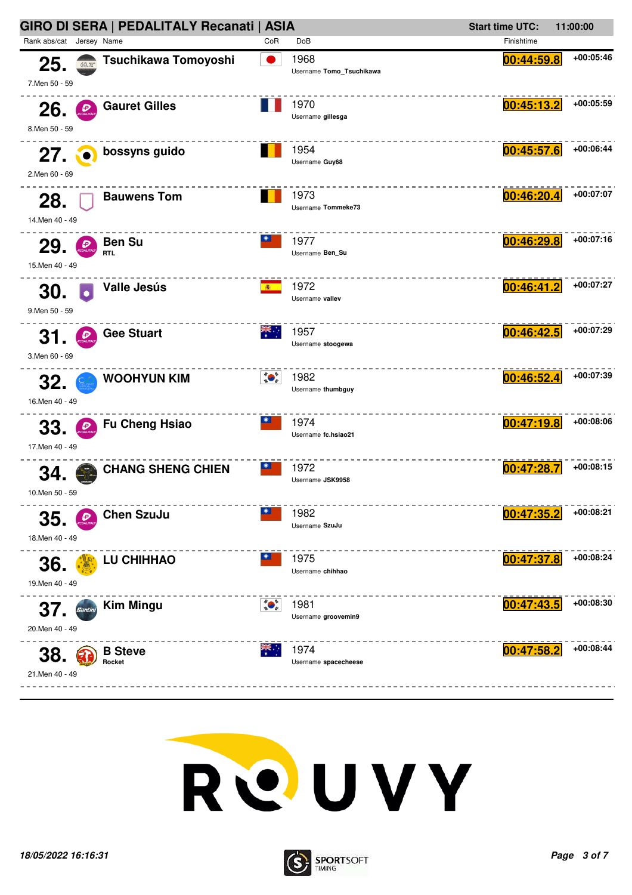## GIRO DI SERA | PEDALITALY Recanati | ASIA

Start time UTC: 11:00:00

| Rank abs/cat | Jersey | Name | CoR | DoB | Username | Finishtime | Gap |
|---|---|---|---|---|---|---|---|
| 25. 7.Men 50 - 59 | | Tsuchikawa Tomoyoshi | | 1968 | Tomo_Tsuchikawa | 00:44:59.8 | +00:05:46 |
| 26. 8.Men 50 - 59 | | Gauret Gilles | | 1970 | gillesga | 00:45:13.2 | +00:05:59 |
| 27. 2.Men 60 - 69 | | bossyns guido | | 1954 | Guy68 | 00:45:57.6 | +00:06:44 |
| 28. 14.Men 40 - 49 | | Bauwens Tom | | 1973 | Tommeke73 | 00:46:20.4 | +00:07:07 |
| 29. 15.Men 40 - 49 | | Ben Su RTL | | 1977 | Ben_Su | 00:46:29.8 | +00:07:16 |
| 30. 9.Men 50 - 59 | | Valle Jesús | | 1972 | vallev | 00:46:41.2 | +00:07:27 |
| 31. 3.Men 60 - 69 | | Gee Stuart | | 1957 | stoogewa | 00:46:42.5 | +00:07:29 |
| 32. 16.Men 40 - 49 | | WOOHYUN KIM | | 1982 | thumbguy | 00:46:52.4 | +00:07:39 |
| 33. 17.Men 40 - 49 | | Fu Cheng Hsiao | | 1974 | fc.hsiao21 | 00:47:19.8 | +00:08:06 |
| 34. 10.Men 50 - 59 | | CHANG SHENG CHIEN | | 1972 | JSK9958 | 00:47:28.7 | +00:08:15 |
| 35. 18.Men 40 - 49 | | Chen SzuJu | | 1982 | SzuJu | 00:47:35.2 | +00:08:21 |
| 36. 19.Men 40 - 49 | | LU CHIHHAO | | 1975 | chihhao | 00:47:37.8 | +00:08:24 |
| 37. 20.Men 40 - 49 | | Kim Mingu | | 1981 | groovemin9 | 00:47:43.5 | +00:08:30 |
| 38. 21.Men 40 - 49 | | B Steve Rocket | | 1974 | spacecheese | 00:47:58.2 | +00:08:44 |

ROUVY

*18/05/2022 16:16:31*

SPORTSOFT TIMING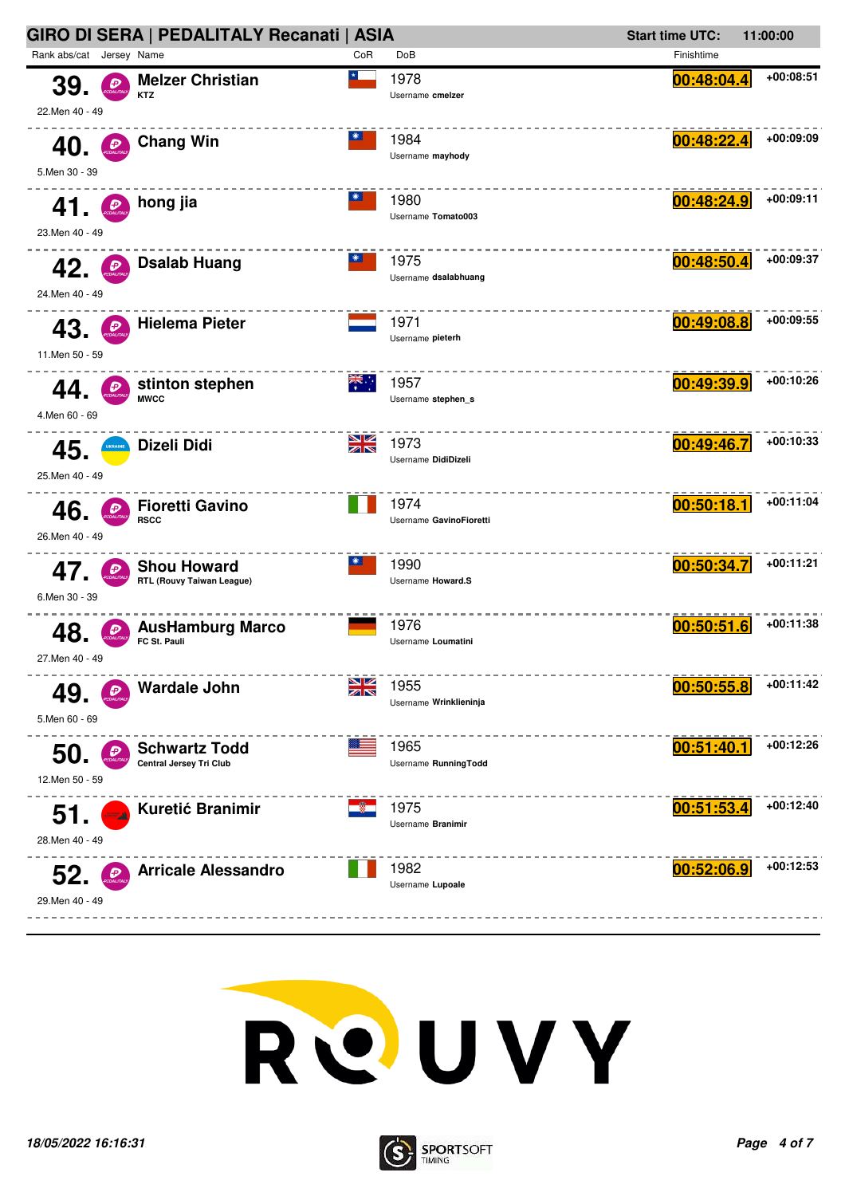# GIRO DI SERA | PEDALITALY Recanati | ASIA

**Start time UTC:** 11:00:00

| Rank | abs/cat | Name | Team | CoR | DoB | Username | Finishtime | Gap |
|---|---|---|---|---|---|---|---|---|
| 39. | 22.Men 40 - 49 | Melzer Christian | KTZ | | 1978 | cmelzer | 00:48:04.4 | +00:08:51 |
| 40. | 5.Men 30 - 39 | Chang Win | | | 1984 | mayhody | 00:48:22.4 | +00:09:09 |
| 41. | 23.Men 40 - 49 | hong jia | | | 1980 | Tomato003 | 00:48:24.9 | +00:09:11 |
| 42. | 24.Men 40 - 49 | Dsalab Huang | | | 1975 | dsalabhuang | 00:48:50.4 | +00:09:37 |
| 43. | 11.Men 50 - 59 | Hielema Pieter | | | 1971 | pieterh | 00:49:08.8 | +00:09:55 |
| 44. | 4.Men 60 - 69 | stinton stephen | MWCC | | 1957 | stephen_s | 00:49:39.9 | +00:10:26 |
| 45. | 25.Men 40 - 49 | Dizeli Didi | | | 1973 | DidiDizeli | 00:49:46.7 | +00:10:33 |
| 46. | 26.Men 40 - 49 | Fioretti Gavino | RSCC | | 1974 | GavinoFioretti | 00:50:18.1 | +00:11:04 |
| 47. | 6.Men 30 - 39 | Shou Howard | RTL (Rouvy Taiwan League) | | 1990 | Howard.S | 00:50:34.7 | +00:11:21 |
| 48. | 27.Men 40 - 49 | AusHamburg Marco | FC St. Pauli | | 1976 | Loumatini | 00:50:51.6 | +00:11:38 |
| 49. | 5.Men 60 - 69 | Wardale John | | | 1955 | Wrinklieninja | 00:50:55.8 | +00:11:42 |
| 50. | 12.Men 50 - 59 | Schwartz Todd | Central Jersey Tri Club | | 1965 | RunningTodd | 00:51:40.1 | +00:12:26 |
| 51. | 28.Men 40 - 49 | Kuretić Branimir | | | 1975 | Branimir | 00:51:53.4 | +00:12:40 |
| 52. | 29.Men 40 - 49 | Arricale Alessandro | | | 1982 | Lupoale | 00:52:06.9 | +00:12:53 |

18/05/2022 16:16:31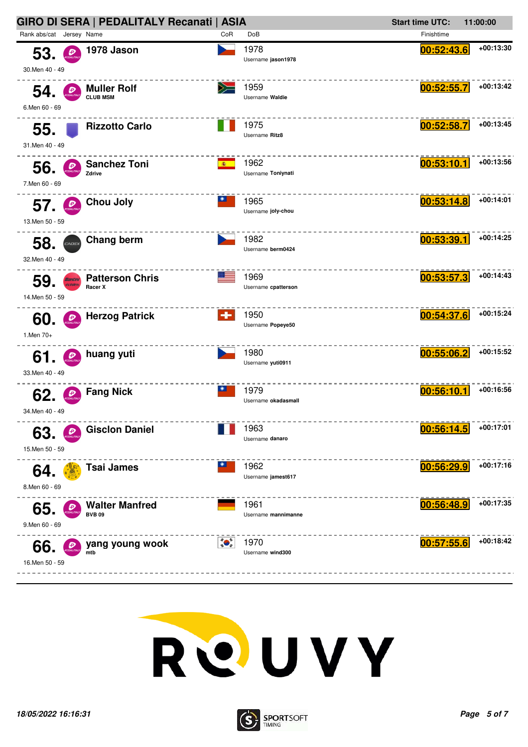## GIRO DI SERA | PEDALITALY Recanati | ASIA

**Start time UTC:** 11:00:00

| Rank abs/cat | Jersey | Name | CoR | DoB | Finishtime | |
|---|---|---|---|---|---|---|
| **53.** 30.Men 40 - 49 | | **1978 Jason** | | 1978 Username **jason1978** | **00:52:43.6** | **+00:13:30** |
| **54.** 6.Men 60 - 69 | | **Muller Rolf** CLUB MSM | | 1959 Username **Waldie** | **00:52:55.7** | **+00:13:42** |
| **55.** 31.Men 40 - 49 | | **Rizzotto Carlo** | | 1975 Username **Ritz8** | **00:52:58.7** | **+00:13:45** |
| **56.** 7.Men 60 - 69 | | **Sanchez Toni** Zdrive | | 1962 Username **Toniynati** | **00:53:10.1** | **+00:13:56** |
| **57.** 13.Men 50 - 59 | | **Chou Joly** | | 1965 Username **joly-chou** | **00:53:14.8** | **+00:14:01** |
| **58.** 32.Men 40 - 49 | | **Chang berm** | | 1982 Username **berm0424** | **00:53:39.1** | **+00:14:25** |
| **59.** 14.Men 50 - 59 | | **Patterson Chris** Racer X | | 1969 Username **cpatterson** | **00:53:57.3** | **+00:14:43** |
| **60.** 1.Men 70+ | | **Herzog Patrick** | | 1950 Username **Popeye50** | **00:54:37.6** | **+00:15:24** |
| **61.** 33.Men 40 - 49 | | **huang yuti** | | 1980 Username **yuti0911** | **00:55:06.2** | **+00:15:52** |
| **62.** 34.Men 40 - 49 | | **Fang Nick** | | 1979 Username **okadasmall** | **00:56:10.1** | **+00:16:56** |
| **63.** 15.Men 50 - 59 | | **Gisclon Daniel** | | 1963 Username **danaro** | **00:56:14.5** | **+00:17:01** |
| **64.** 8.Men 60 - 69 | | **Tsai James** | | 1962 Username **jamest617** | **00:56:29.9** | **+00:17:16** |
| **65.** 9.Men 60 - 69 | | **Walter Manfred** BVB 09 | | 1961 Username **mannimanne** | **00:56:48.9** | **+00:17:35** |
| **66.** 16.Men 50 - 59 | | **yang young wook** mtb | | 1970 Username **wind300** | **00:57:55.6** | **+00:18:42** |

ROUVY

*18/05/2022 16:16:31*

SPORTSOFT TIMING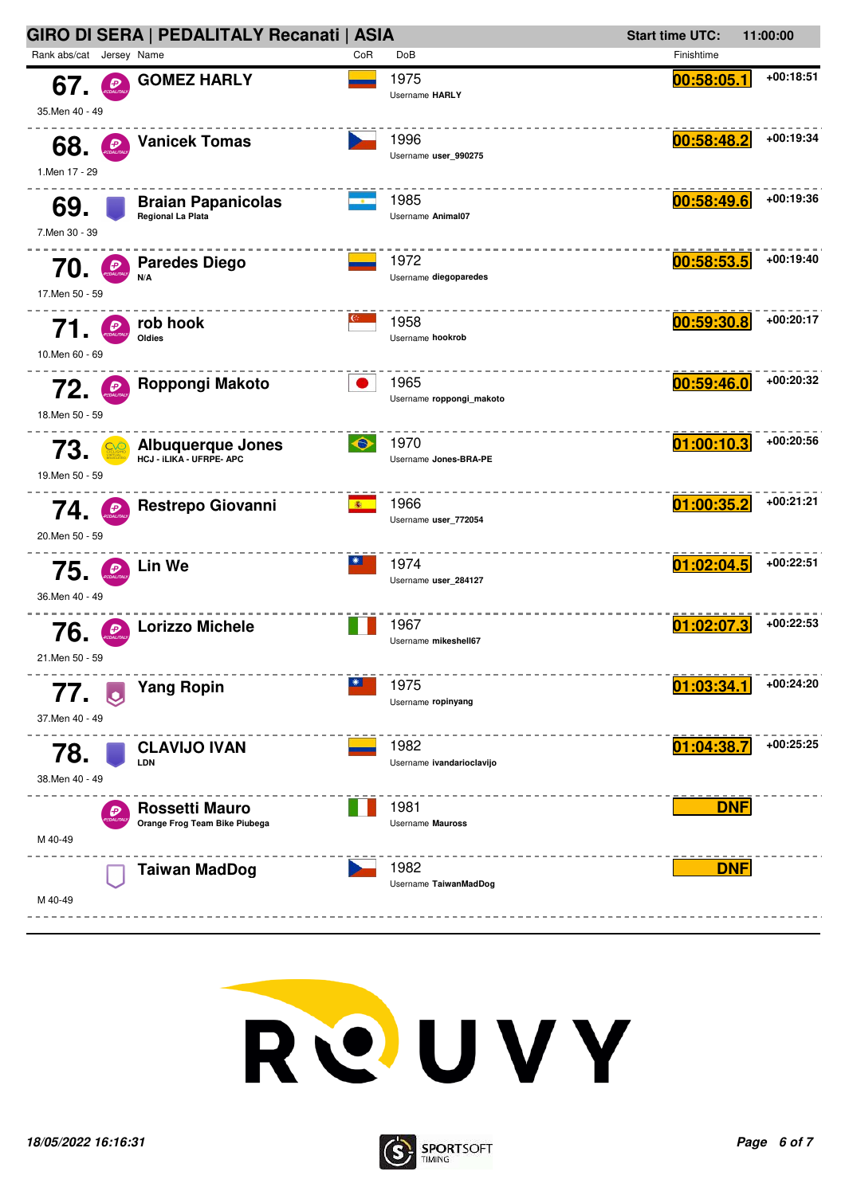# GIRO DI SERA | PEDALITALY Recanati | ASIA

**Start time UTC:** 11:00:00

| Rank abs/cat | Jersey | Name | CoR | DoB | Finishtime | |
|---|---|---|---|---|---|---|
| **67.** 35.Men 40 - 49 | | **GOMEZ HARLY** | | 1975 Username **HARLY** | **00:58:05.1** | +00:18:51 |
| **68.** 1.Men 17 - 29 | | **Vanicek Tomas** | | 1996 Username **user_990275** | **00:58:48.2** | +00:19:34 |
| **69.** 7.Men 30 - 39 | | **Braian Papanicolas** Regional La Plata | | 1985 Username **Animal07** | **00:58:49.6** | +00:19:36 |
| **70.** 17.Men 50 - 59 | | **Paredes Diego** N/A | | 1972 Username **diegoparedes** | **00:58:53.5** | +00:19:40 |
| **71.** 10.Men 60 - 69 | | **rob hook** Oldies | | 1958 Username **hookrob** | **00:59:30.8** | +00:20:17 |
| **72.** 18.Men 50 - 59 | | **Roppongi Makoto** | | 1965 Username **roppongi_makoto** | **00:59:46.0** | +00:20:32 |
| **73.** 19.Men 50 - 59 | | **Albuquerque Jones** HCJ - iLIKA - UFRPE- APC | | 1970 Username **Jones-BRA-PE** | **01:00:10.3** | +00:20:56 |
| **74.** 20.Men 50 - 59 | | **Restrepo Giovanni** | | 1966 Username **user_772054** | **01:00:35.2** | +00:21:21 |
| **75.** 36.Men 40 - 49 | | **Lin We** | | 1974 Username **user_284127** | **01:02:04.5** | +00:22:51 |
| **76.** 21.Men 50 - 59 | | **Lorizzo Michele** | | 1967 Username **mikeshell67** | **01:02:07.3** | +00:22:53 |
| **77.** 37.Men 40 - 49 | | **Yang Ropin** | | 1975 Username **ropinyang** | **01:03:34.1** | +00:24:20 |
| **78.** 38.Men 40 - 49 | | **CLAVIJO IVAN** LDN | | 1982 Username **ivandarioclavijo** | **01:04:38.7** | +00:25:25 |
| M 40-49 | | **Rossetti Mauro** Orange Frog Team Bike Piubega | | 1981 Username **Mauross** | **DNF** | |
| M 40-49 | | **Taiwan MadDog** | | 1982 Username **TaiwanMadDog** | **DNF** | |

ROUVY

*18/05/2022 16:16:31*

SPORTSOFT TIMING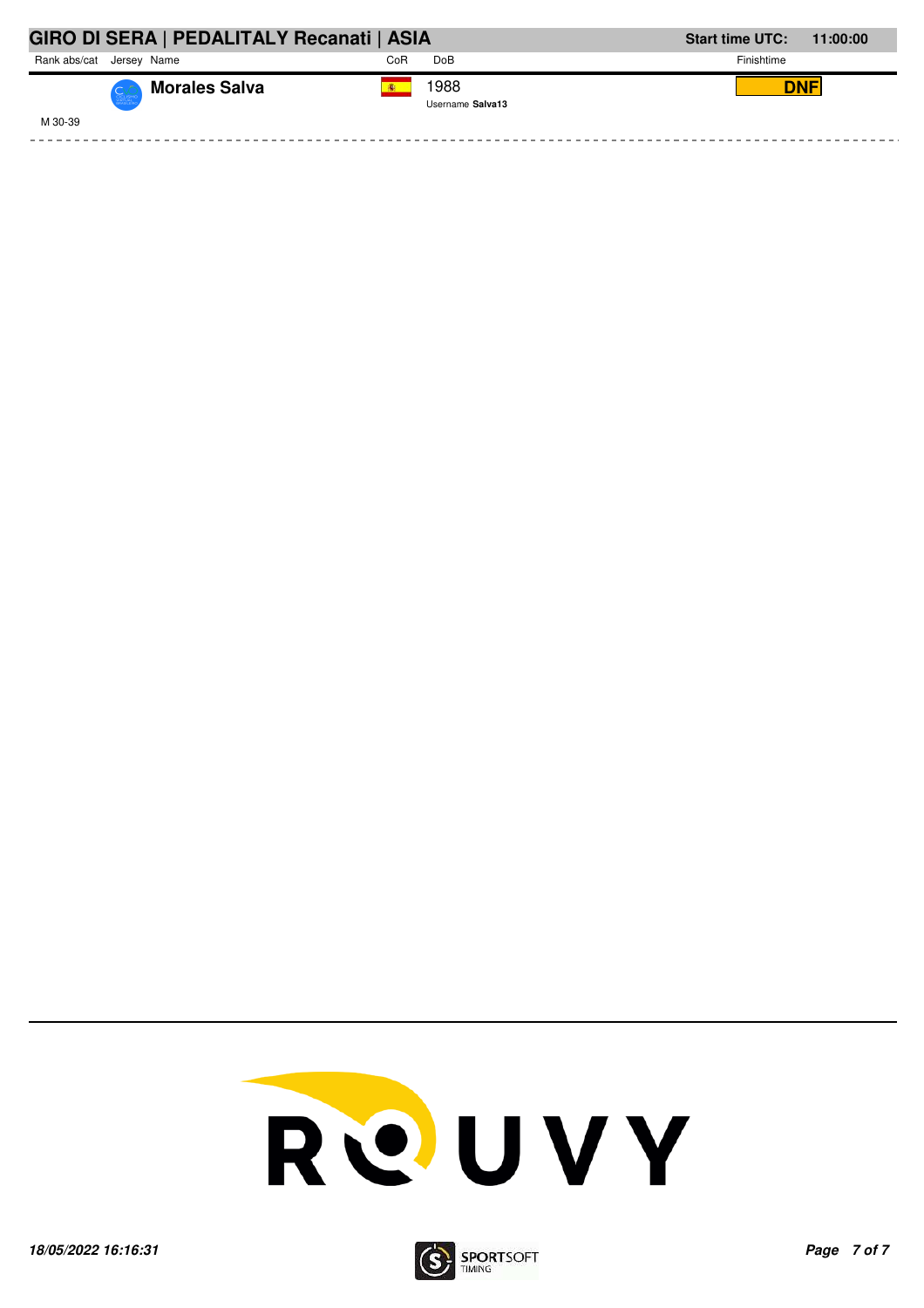## GIRO DI SERA | PEDALITALY Recanati | ASIA

**Start time UTC:** **11:00:00**

| Rank abs/cat | Jersey | Name | CoR | DoB | Finishtime |
|---|---|---|---|---|---|
| M 30-39 | | **Morales Salva** | ESP | 1988 Username **Salva13** | **DNF** |

18/05/2022 16:16:31